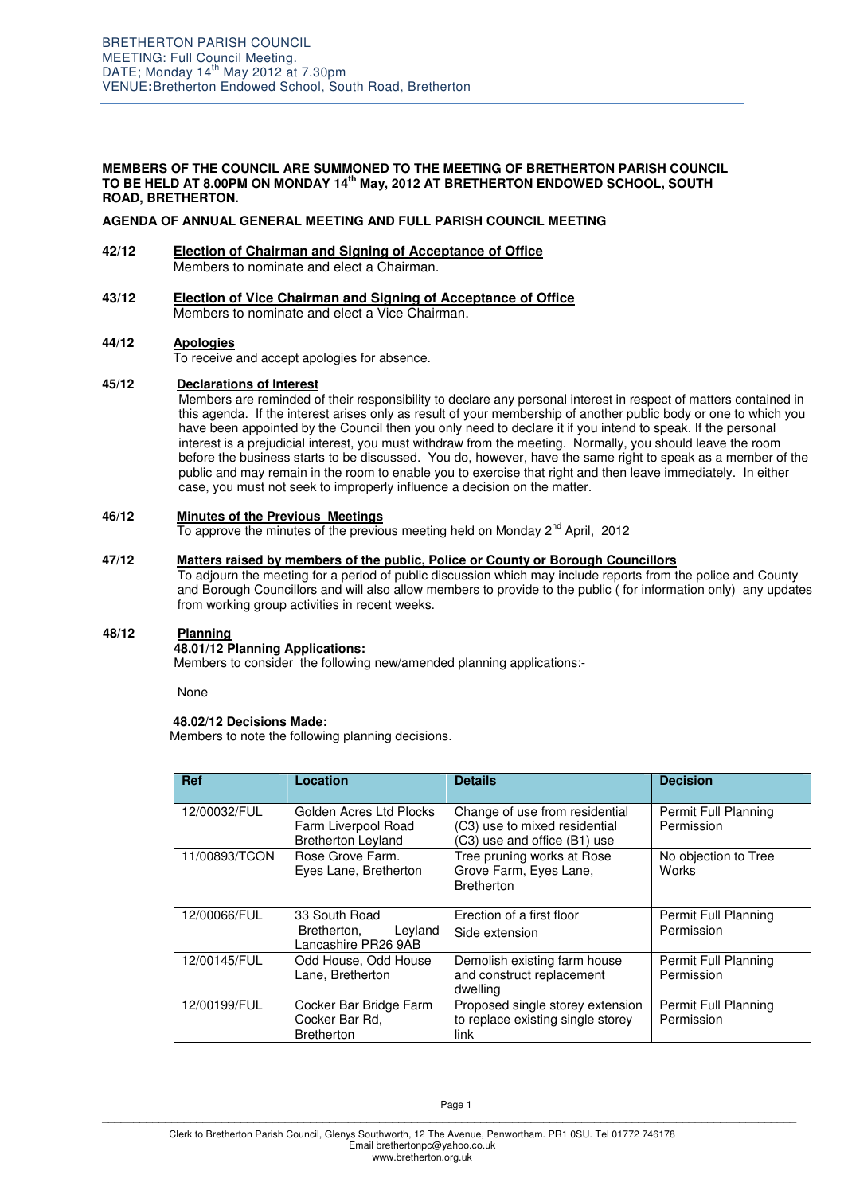BRETHERTON PARISH COUNCIL
MEETING: Full Council Meeting.
DATE; Monday 14th May 2012 at 7.30pm
VENUE: Bretherton Endowed School, South Road, Bretherton

**MEMBERS OF THE COUNCIL ARE SUMMONED TO THE MEETING OF BRETHERTON PARISH COUNCIL TO BE HELD AT 8.00PM ON MONDAY 14th May, 2012 AT BRETHERTON ENDOWED SCHOOL, SOUTH ROAD, BRETHERTON.**

**AGENDA OF ANNUAL GENERAL MEETING AND FULL PARISH COUNCIL MEETING**

**42/12 Election of Chairman and Signing of Acceptance of Office**
Members to nominate and elect a Chairman.

**43/12 Election of Vice Chairman and Signing of Acceptance of Office**
Members to nominate and elect a Vice Chairman.

**44/12 Apologies**
To receive and accept apologies for absence.

**45/12 Declarations of Interest**
Members are reminded of their responsibility to declare any personal interest in respect of matters contained in this agenda. If the interest arises only as result of your membership of another public body or one to which you have been appointed by the Council then you only need to declare it if you intend to speak. If the personal interest is a prejudicial interest, you must withdraw from the meeting. Normally, you should leave the room before the business starts to be discussed. You do, however, have the same right to speak as a member of the public and may remain in the room to enable you to exercise that right and then leave immediately. In either case, you must not seek to improperly influence a decision on the matter.

**46/12 Minutes of the Previous Meetings**
To approve the minutes of the previous meeting held on Monday 2nd April, 2012

**47/12 Matters raised by members of the public, Police or County or Borough Councillors**
To adjourn the meeting for a period of public discussion which may include reports from the police and County and Borough Councillors and will also allow members to provide to the public ( for information only) any updates from working group activities in recent weeks.

**48/12 Planning**

**48.01/12 Planning Applications:**
Members to consider the following new/amended planning applications:-

None

**48.02/12 Decisions Made:**
Members to note the following planning decisions.

| Ref | Location | Details | Decision |
|---|---|---|---|
| 12/00032/FUL | Golden Acres Ltd Plocks Farm Liverpool Road Bretherton Leyland | Change of use from residential (C3) use to mixed residential (C3) use and office (B1) use | Permit Full Planning Permission |
| 11/00893/TCON | Rose Grove Farm. Eyes Lane, Bretherton | Tree pruning works at Rose Grove Farm, Eyes Lane, Bretherton | No objection to Tree Works |
| 12/00066/FUL | 33 South Road Bretherton, Leyland Lancashire PR26 9AB | Erection of a first floor Side extension | Permit Full Planning Permission |
| 12/00145/FUL | Odd House, Odd House Lane, Bretherton | Demolish existing farm house and construct replacement dwelling | Permit Full Planning Permission |
| 12/00199/FUL | Cocker Bar Bridge Farm Cocker Bar Rd, Bretherton | Proposed single storey extension to replace existing single storey link | Permit Full Planning Permission |

Clerk to Bretherton Parish Council, Glenys Southworth, 12 The Avenue, Penwortham. PR1 0SU. Tel 01772 746178
Email brethertonpc@yahoo.co.uk
www.bretherton.org.uk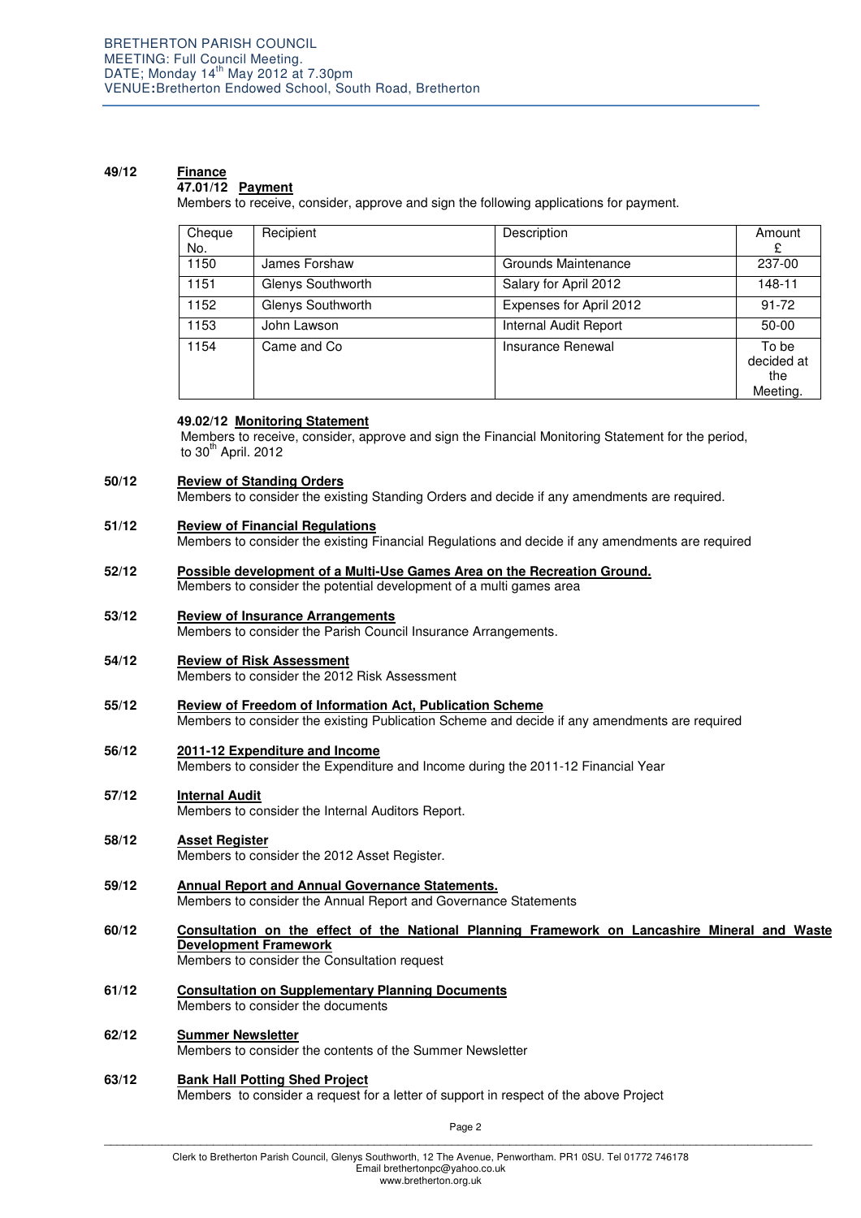BRETHERTON PARISH COUNCIL
MEETING: Full Council Meeting.
DATE; Monday 14th May 2012 at 7.30pm
VENUE: Bretherton Endowed School, South Road, Bretherton

**49/12** **Finance**

**47.01/12 Payment**

Members to receive, consider, approve and sign the following applications for payment.

| Cheque No. | Recipient | Description | Amount £ |
|---|---|---|---|
| 1150 | James Forshaw | Grounds Maintenance | 237-00 |
| 1151 | Glenys Southworth | Salary for April 2012 | 148-11 |
| 1152 | Glenys Southworth | Expenses for April 2012 | 91-72 |
| 1153 | John Lawson | Internal Audit Report | 50-00 |
| 1154 | Came and Co | Insurance Renewal | To be decided at the Meeting. |

**49.02/12 Monitoring Statement**

Members to receive, consider, approve and sign the Financial Monitoring Statement for the period, to 30th April. 2012

**50/12** **Review of Standing Orders**
Members to consider the existing Standing Orders and decide if any amendments are required.

**51/12** **Review of Financial Regulations**
Members to consider the existing Financial Regulations and decide if any amendments are required

**52/12** **Possible development of a Multi-Use Games Area on the Recreation Ground.**
Members to consider the potential development of a multi games area

**53/12** **Review of Insurance Arrangements**
Members to consider the Parish Council Insurance Arrangements.

**54/12** **Review of Risk Assessment**
Members to consider the 2012 Risk Assessment

**55/12** **Review of Freedom of Information Act, Publication Scheme**
Members to consider the existing Publication Scheme and decide if any amendments are required

**56/12** **2011-12 Expenditure and Income**
Members to consider the Expenditure and Income during the 2011-12 Financial Year

**57/12** **Internal Audit**
Members to consider the Internal Auditors Report.

**58/12** **Asset Register**
Members to consider the 2012 Asset Register.

**59/12** **Annual Report and Annual Governance Statements.**
Members to consider the Annual Report and Governance Statements

**60/12** **Consultation on the effect of the National Planning Framework on Lancashire Mineral and Waste Development Framework**
Members to consider the Consultation request

**61/12** **Consultation on Supplementary Planning Documents**
Members to consider the documents

**62/12** **Summer Newsletter**
Members to consider the contents of the Summer Newsletter

**63/12** **Bank Hall Potting Shed Project**
Members to consider a request for a letter of support in respect of the above Project

Clerk to Bretherton Parish Council, Glenys Southworth, 12 The Avenue, Penwortham. PR1 0SU. Tel 01772 746178
Email brethertonpc@yahoo.co.uk
www.bretherton.org.uk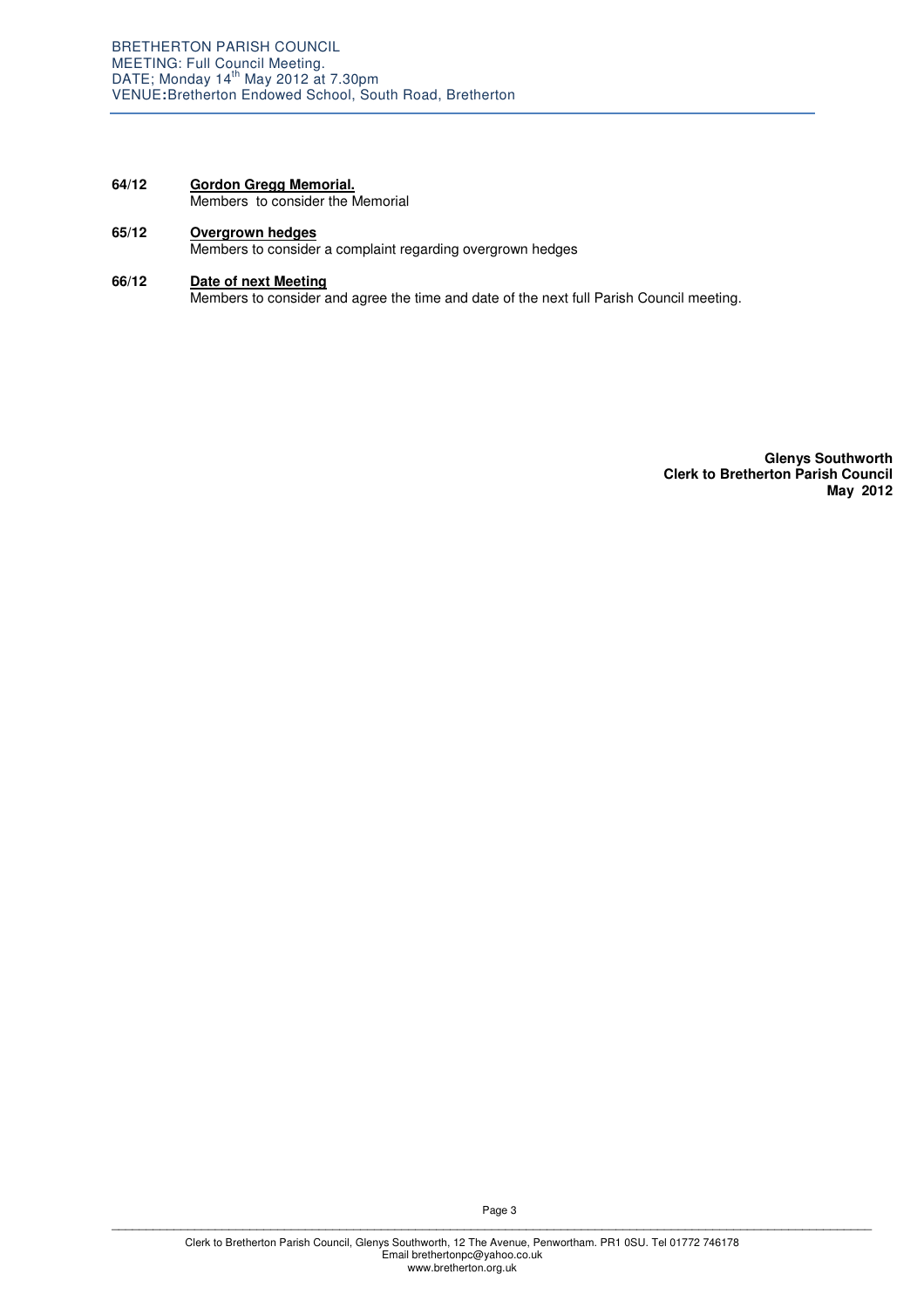**64/12** **Gordon Gregg Memorial.**
Members to consider the Memorial

**65/12** **Overgrown hedges**
Members to consider a complaint regarding overgrown hedges

**66/12** **Date of next Meeting**
Members to consider and agree the time and date of the next full Parish Council meeting.

**Glenys Southworth**
**Clerk to Bretherton Parish Council**
**May 2012**